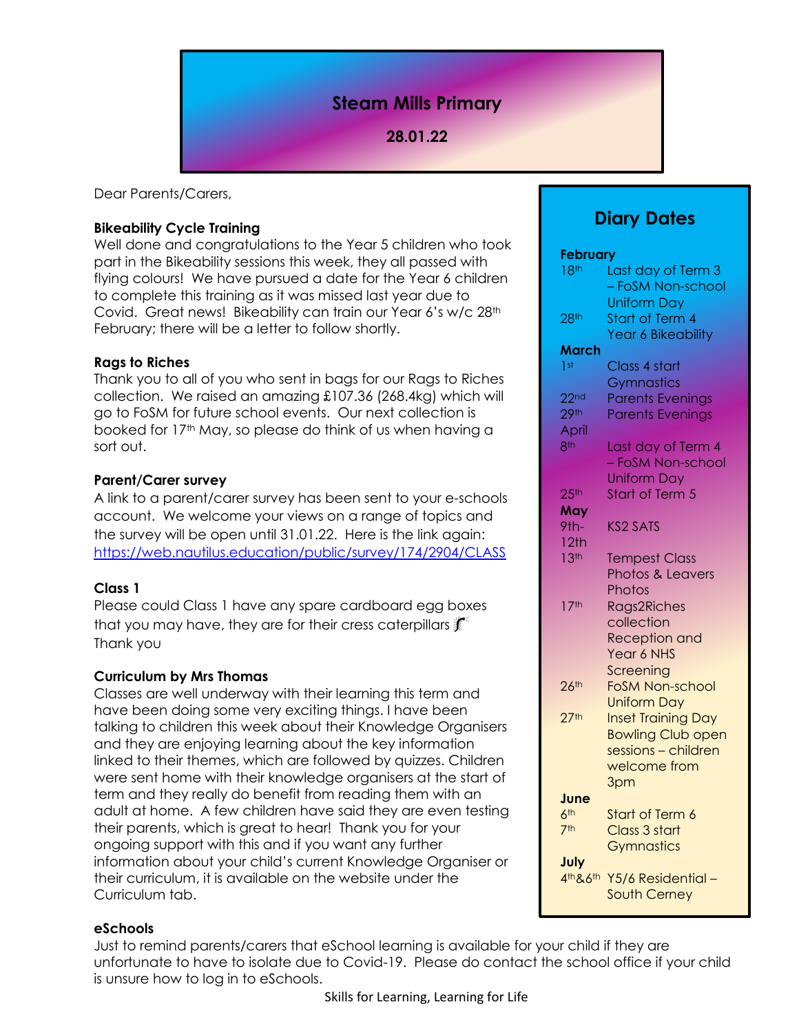# Steam Mills Primary

**28.01.22**

Dear Parents/Carers,

**Bikeability Cycle Training**

Well done and congratulations to the Year 5 children who took part in the Bikeability sessions this week, they all passed with flying colours! We have pursued a date for the Year 6 children to complete this training as it was missed last year due to Covid. Great news! Bikeability can train our Year 6's w/c 28th February; there will be a letter to follow shortly.

**Rags to Riches**

Thank you to all of you who sent in bags for our Rags to Riches collection. We raised an amazing £107.36 (268.4kg) which will go to FoSM for future school events. Our next collection is booked for 17th May, so please do think of us when having a sort out.

**Parent/Carer survey**

A link to a parent/carer survey has been sent to your e-schools account. We welcome your views on a range of topics and the survey will be open until 31.01.22. Here is the link again: https://web.nautilus.education/public/survey/174/2904/CLASS

**Class 1**

Please could Class 1 have any spare cardboard egg boxes that you may have, they are for their cress caterpillars
Thank you

**Curriculum by Mrs Thomas**

Classes are well underway with their learning this term and have been doing some very exciting things. I have been talking to children this week about their Knowledge Organisers and they are enjoying learning about the key information linked to their themes, which are followed by quizzes. Children were sent home with their knowledge organisers at the start of term and they really do benefit from reading them with an adult at home. A few children have said they are even testing their parents, which is great to hear! Thank you for your ongoing support with this and if you want any further information about your child's current Knowledge Organiser or their curriculum, it is available on the website under the Curriculum tab.

**eSchools**

Just to remind parents/carers that eSchool learning is available for your child if they are unfortunate to have to isolate due to Covid-19. Please do contact the school office if your child is unsure how to log in to eSchools.

## Diary Dates

**February**

| Date | Event |
|---|---|
| 18th | Last day of Term 3 – FoSM Non-school Uniform Day |
| 28th | Start of Term 4 Year 6 Bikeability |

**March**

| Date | Event |
|---|---|
| 1st | Class 4 start Gymnastics |
| 22nd | Parents Evenings |
| 29th | Parents Evenings |

**April**

| Date | Event |
|---|---|
| 8th | Last day of Term 4 – FoSM Non-school Uniform Day |
| 25th | Start of Term 5 |

**May**

| Date | Event |
|---|---|
| 9th-12th | KS2 SATS |
| 13th | Tempest Class Photos & Leavers Photos |
| 17th | Rags2Riches collection Reception and Year 6 NHS Screening |
| 26th | FoSM Non-school Uniform Day |
| 27th | Inset Training Day Bowling Club open sessions – children welcome from 3pm |

**June**

| Date | Event |
|---|---|
| 6th | Start of Term 6 |
| 7th | Class 3 start Gymnastics |

**July**

| Date | Event |
|---|---|
| 4th&6th | Y5/6 Residential – South Cerney |

Skills for Learning, Learning for Life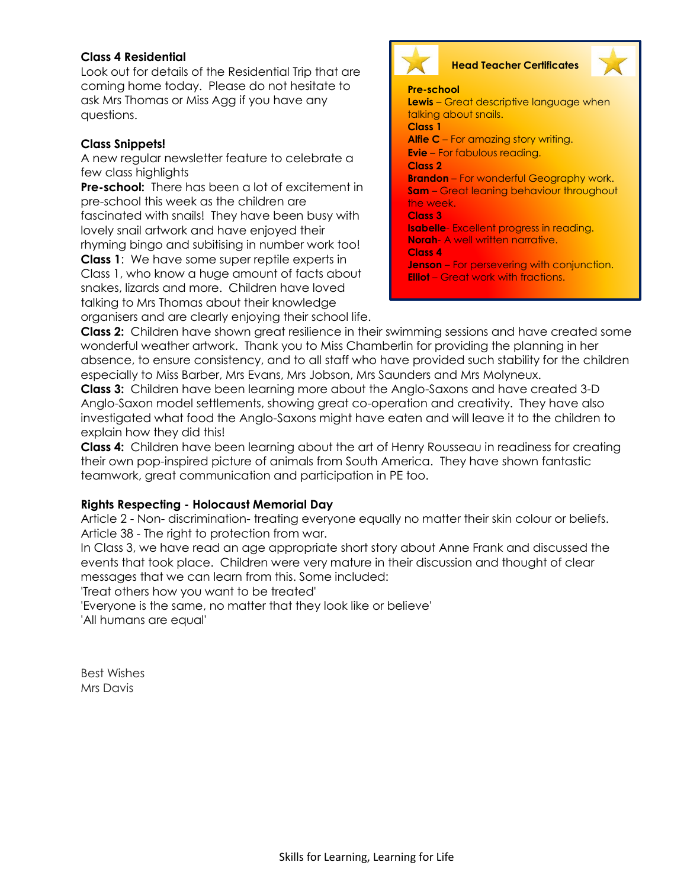**Class 4 Residential**

Look out for details of the Residential Trip that are coming home today. Please do not hesitate to ask Mrs Thomas or Miss Agg if you have any questions.

**Class Snippets!**

A new regular newsletter feature to celebrate a few class highlights

**Pre-school:** There has been a lot of excitement in pre-school this week as the children are fascinated with snails! They have been busy with lovely snail artwork and have enjoyed their rhyming bingo and subitising in number work too!

**Class 1**: We have some super reptile experts in Class 1, who know a huge amount of facts about snakes, lizards and more. Children have loved talking to Mrs Thomas about their knowledge organisers and are clearly enjoying their school life.

**Class 2:** Children have shown great resilience in their swimming sessions and have created some wonderful weather artwork. Thank you to Miss Chamberlin for providing the planning in her absence, to ensure consistency, and to all staff who have provided such stability for the children especially to Miss Barber, Mrs Evans, Mrs Jobson, Mrs Saunders and Mrs Molyneux.

**Class 3:** Children have been learning more about the Anglo-Saxons and have created 3-D Anglo-Saxon model settlements, showing great co-operation and creativity. They have also investigated what food the Anglo-Saxons might have eaten and will leave it to the children to explain how they did this!

**Class 4:** Children have been learning about the art of Henry Rousseau in readiness for creating their own pop-inspired picture of animals from South America. They have shown fantastic teamwork, great communication and participation in PE too.

**Head Teacher Certificates**

**Pre-school**
**Lewis** – Great descriptive language when talking about snails.
**Class 1**
**Alfie C** – For amazing story writing.
**Evie** – For fabulous reading.
**Class 2**
**Brandon** – For wonderful Geography work.
**Sam** – Great leaning behaviour throughout the week.
**Class 3**
**Isabelle**- Excellent progress in reading.
**Norah**- A well written narrative.
**Class 4**
**Jenson** – For persevering with conjunction.
**Elliot** – Great work with fractions.

**Rights Respecting - Holocaust Memorial Day**

Article 2 - Non- discrimination- treating everyone equally no matter their skin colour or beliefs.
Article 38 - The right to protection from war.
In Class 3, we have read an age appropriate short story about Anne Frank and discussed the events that took place. Children were very mature in their discussion and thought of clear messages that we can learn from this. Some included:
'Treat others how you want to be treated'
'Everyone is the same, no matter that they look like or believe'
'All humans are equal'

Best Wishes
Mrs Davis

Skills for Learning, Learning for Life